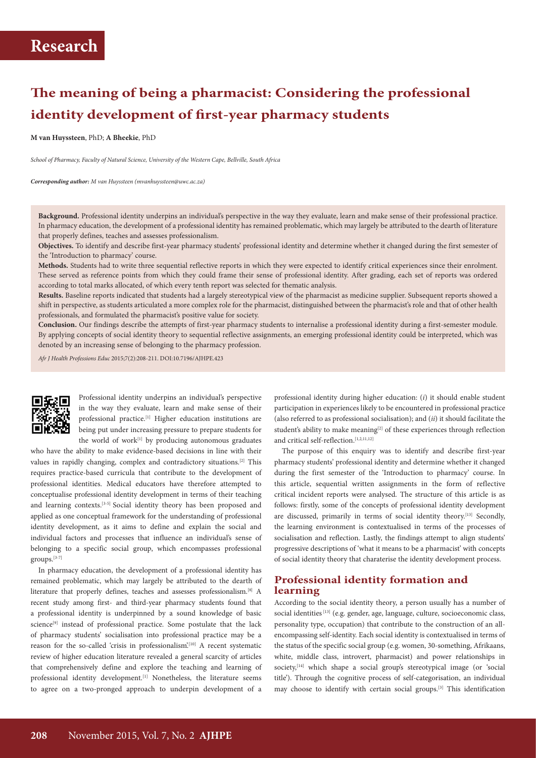# Research

# The meaning of being a pharmacist: Considering the professional identity development of first-year pharmacy students

**M van Huyssteen**, PhD; **A Bheekie**, PhD

*School of Pharmacy, Faculty of Natural Science, University of the Western Cape, Bellville, South Africa*

***Corresponding author:** M van Huyssteen (mvanhuyssteen@uwc.ac.za)*

**Background.** Professional identity underpins an individual's perspective in the way they evaluate, learn and make sense of their professional practice. In pharmacy education, the development of a professional identity has remained problematic, which may largely be attributed to the dearth of literature that properly defines, teaches and assesses professionalism.

**Objectives.** To identify and describe first-year pharmacy students' professional identity and determine whether it changed during the first semester of the 'Introduction to pharmacy' course.

**Methods.** Students had to write three sequential reflective reports in which they were expected to identify critical experiences since their enrolment. These served as reference points from which they could frame their sense of professional identity. After grading, each set of reports was ordered according to total marks allocated, of which every tenth report was selected for thematic analysis.

**Results.** Baseline reports indicated that students had a largely stereotypical view of the pharmacist as medicine supplier. Subsequent reports showed a shift in perspective, as students articulated a more complex role for the pharmacist, distinguished between the pharmacist's role and that of other health professionals, and formulated the pharmacist's positive value for society.

**Conclusion.** Our findings describe the attempts of first-year pharmacy students to internalise a professional identity during a first-semester module. By applying concepts of social identity theory to sequential reflective assignments, an emerging professional identity could be interpreted, which was denoted by an increasing sense of belonging to the pharmacy profession.

*Afr J Health Professions Educ* 2015;7(2):208-211. DOI:10.7196/AJHPE.423

Professional identity underpins an individual's perspective in the way they evaluate, learn and make sense of their professional practice.[1] Higher education institutions are being put under increasing pressure to prepare students for the world of work[1] by producing autonomous graduates who have the ability to make evidence-based decisions in line with their values in rapidly changing, complex and contradictory situations.[2] This requires practice-based curricula that contribute to the development of professional identities. Medical educators have therefore attempted to conceptualise professional identity development in terms of their teaching and learning contexts.[3-5] Social identity theory has been proposed and applied as one conceptual framework for the understanding of professional identity development, as it aims to define and explain the social and individual factors and processes that influence an individual's sense of belonging to a specific social group, which encompasses professional groups.[3-7]

In pharmacy education, the development of a professional identity has remained problematic, which may largely be attributed to the dearth of literature that properly defines, teaches and assesses professionalism.[8] A recent study among first- and third-year pharmacy students found that a professional identity is underpinned by a sound knowledge of basic science[9] instead of professional practice. Some postulate that the lack of pharmacy students' socialisation into professional practice may be a reason for the so-called 'crisis in professionalism'.[10] A recent systematic review of higher education literature revealed a general scarcity of articles that comprehensively define and explore the teaching and learning of professional identity development.[1] Nonetheless, the literature seems to agree on a two-pronged approach to underpin development of a professional identity during higher education: (*i*) it should enable student participation in experiences likely to be encountered in professional practice (also referred to as professional socialisation); and (*ii*) it should facilitate the student's ability to make meaning[2] of these experiences through reflection and critical self-reflection.[1,2,11,12]

The purpose of this enquiry was to identify and describe first-year pharmacy students' professional identity and determine whether it changed during the first semester of the 'Introduction to pharmacy' course. In this article, sequential written assignments in the form of reflective critical incident reports were analysed. The structure of this article is as follows: firstly, some of the concepts of professional identity development are discussed, primarily in terms of social identity theory.[13] Secondly, the learning environment is contextualised in terms of the processes of socialisation and reflection. Lastly, the findings attempt to align students' progressive descriptions of 'what it means to be a pharmacist' with concepts of social identity theory that charaterise the identity development process.

## Professional identity formation and learning

According to the social identity theory, a person usually has a number of social identities[13] (e.g. gender, age, language, culture, socioeconomic class, personality type, occupation) that contribute to the construction of an all-encompassing self-identity. Each social identity is contextualised in terms of the status of the specific social group (e.g. women, 30-something, Afrikaans, white, middle class, introvert, pharmacist) and power relationships in society,[14] which shape a social group's stereotypical image (or 'social title'). Through the cognitive process of self-categorisation, an individual may choose to identify with certain social groups.[3] This identification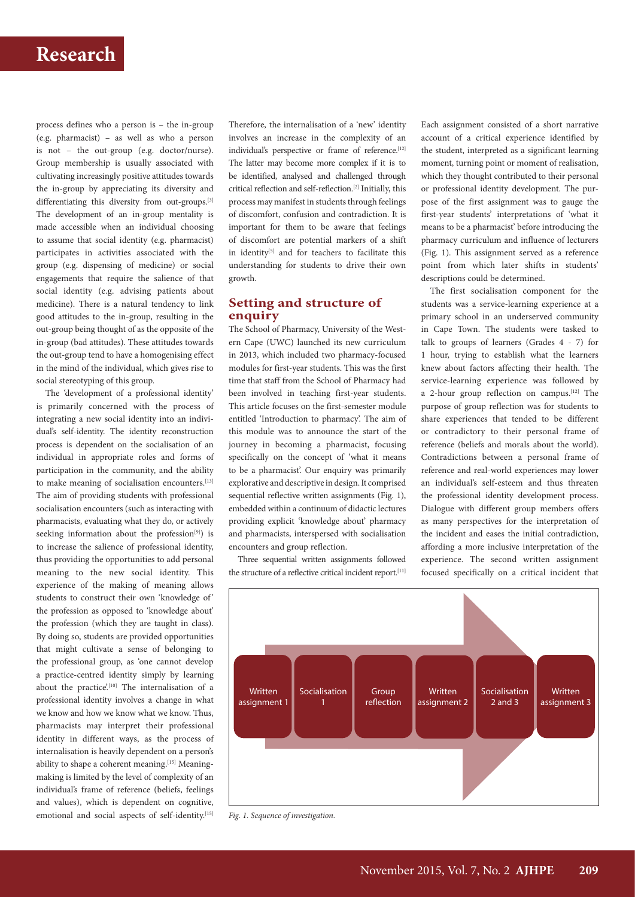process defines who a person is – the in-group (e.g. pharmacist) – as well as who a person is not – the out-group (e.g. doctor/nurse). Group membership is usually associated with cultivating increasingly positive attitudes towards the in-group by appreciating its diversity and differentiating this diversity from out-groups.[3] The development of an in-group mentality is made accessible when an individual choosing to assume that social identity (e.g. pharmacist) participates in activities associated with the group (e.g. dispensing of medicine) or social engagements that require the salience of that social identity (e.g. advising patients about medicine). There is a natural tendency to link good attitudes to the in-group, resulting in the out-group being thought of as the opposite of the in-group (bad attitudes). These attitudes towards the out-group tend to have a homogenising effect in the mind of the individual, which gives rise to social stereotyping of this group.

The 'development of a professional identity' is primarily concerned with the process of integrating a new social identity into an individual's self-identity. The identity reconstruction process is dependent on the socialisation of an individual in appropriate roles and forms of participation in the community, and the ability to make meaning of socialisation encounters.[13] The aim of providing students with professional socialisation encounters (such as interacting with pharmacists, evaluating what they do, or actively seeking information about the profession[9]) is to increase the salience of professional identity, thus providing the opportunities to add personal meaning to the new social identity. This experience of the making of meaning allows students to construct their own 'knowledge of' the profession as opposed to 'knowledge about' the profession (which they are taught in class). By doing so, students are provided opportunities that might cultivate a sense of belonging to the professional group, as 'one cannot develop a practice-centred identity simply by learning about the practice'.[10] The internalisation of a professional identity involves a change in what we know and how we know what we know. Thus, pharmacists may interpret their professional identity in different ways, as the process of internalisation is heavily dependent on a person's ability to shape a coherent meaning.[15] Meaning-making is limited by the level of complexity of an individual's frame of reference (beliefs, feelings and values), which is dependent on cognitive, emotional and social aspects of self-identity.[15] Therefore, the internalisation of a 'new' identity involves an increase in the complexity of an individual's perspective or frame of reference.[12] The latter may become more complex if it is to be identified, analysed and challenged through critical reflection and self-reflection.[2] Initially, this process may manifest in students through feelings of discomfort, confusion and contradiction. It is important for them to be aware that feelings of discomfort are potential markers of a shift in identity[5] and for teachers to facilitate this understanding for students to drive their own growth.

## Setting and structure of enquiry

The School of Pharmacy, University of the Western Cape (UWC) launched its new curriculum in 2013, which included two pharmacy-focused modules for first-year students. This was the first time that staff from the School of Pharmacy had been involved in teaching first-year students. This article focuses on the first-semester module entitled 'Introduction to pharmacy'. The aim of this module was to announce the start of the journey in becoming a pharmacist, focusing specifically on the concept of 'what it means to be a pharmacist'. Our enquiry was primarily explorative and descriptive in design. It comprised sequential reflective written assignments (Fig. 1), embedded within a continuum of didactic lectures providing explicit 'knowledge about' pharmacy and pharmacists, interspersed with socialisation encounters and group reflection.

Three sequential written assignments followed the structure of a reflective critical incident report.[11] Each assignment consisted of a short narrative account of a critical experience identified by the student, interpreted as a significant learning moment, turning point or moment of realisation, which they thought contributed to their personal or professional identity development. The purpose of the first assignment was to gauge the first-year students' interpretations of 'what it means to be a pharmacist' before introducing the pharmacy curriculum and influence of lecturers (Fig. 1). This assignment served as a reference point from which later shifts in students' descriptions could be determined.

The first socialisation component for the students was a service-learning experience at a primary school in an underserved community in Cape Town. The students were tasked to talk to groups of learners (Grades 4 - 7) for 1 hour, trying to establish what the learners knew about factors affecting their health. The service-learning experience was followed by a 2-hour group reflection on campus.[12] The purpose of group reflection was for students to share experiences that tended to be different or contradictory to their personal frame of reference (beliefs and morals about the world). Contradictions between a personal frame of reference and real-world experiences may lower an individual's self-esteem and thus threaten the professional identity development process. Dialogue with different group members offers as many perspectives for the interpretation of the incident and eases the initial contradiction, affording a more inclusive interpretation of the experience. The second written assignment focused specifically on a critical incident that

Written assignment 1 → Socialisation 1 → Group reflection → Written assignment 2 → Socialisation 2 and 3 → Written assignment 3

*Fig. 1. Sequence of investigation.*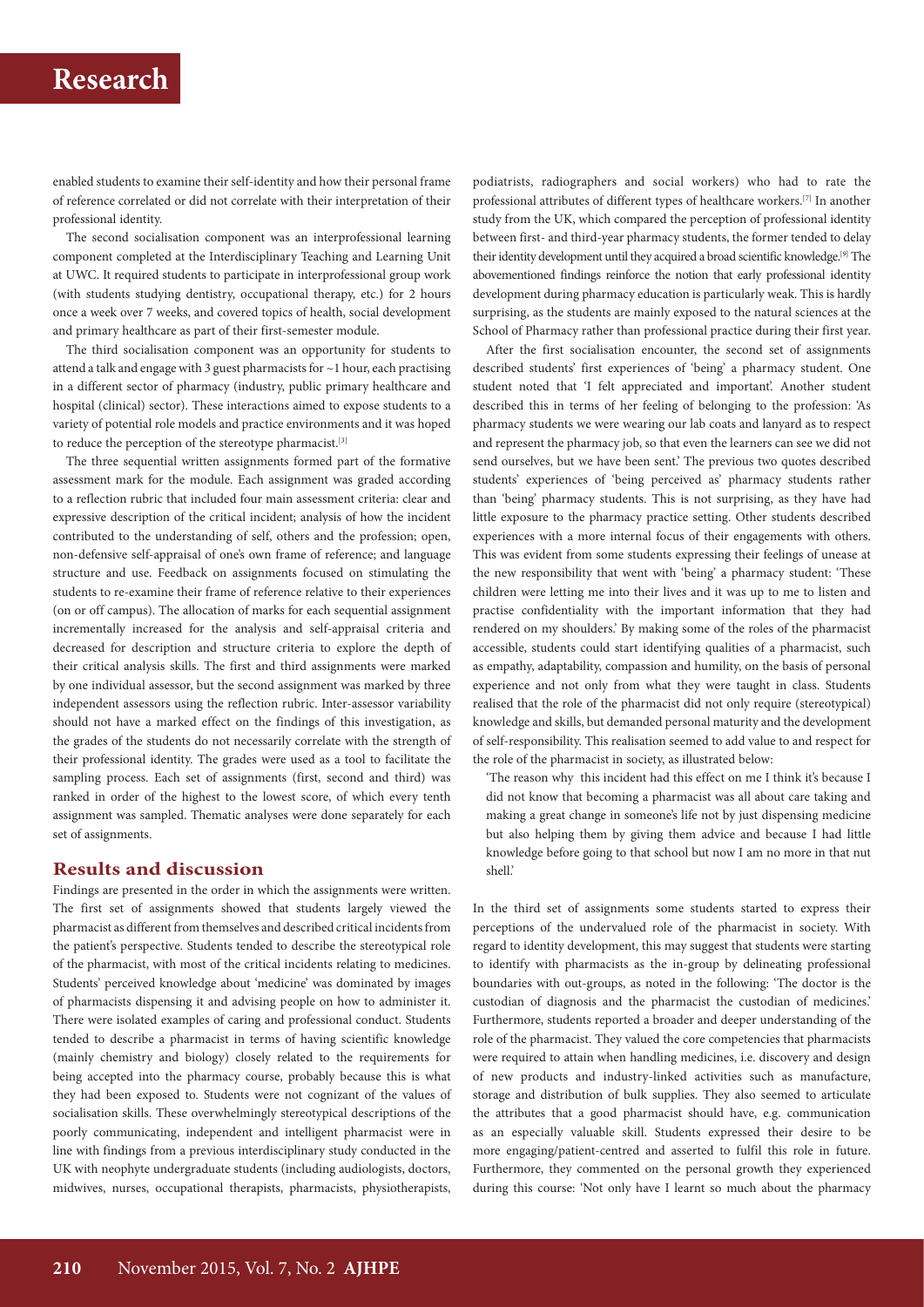enabled students to examine their self-identity and how their personal frame of reference correlated or did not correlate with their interpretation of their professional identity.

The second socialisation component was an interprofessional learning component completed at the Interdisciplinary Teaching and Learning Unit at UWC. It required students to participate in interprofessional group work (with students studying dentistry, occupational therapy, etc.) for 2 hours once a week over 7 weeks, and covered topics of health, social development and primary healthcare as part of their first-semester module.

The third socialisation component was an opportunity for students to attend a talk and engage with 3 guest pharmacists for ~1 hour, each practising in a different sector of pharmacy (industry, public primary healthcare and hospital (clinical) sector). These interactions aimed to expose students to a variety of potential role models and practice environments and it was hoped to reduce the perception of the stereotype pharmacist.[3]

The three sequential written assignments formed part of the formative assessment mark for the module. Each assignment was graded according to a reflection rubric that included four main assessment criteria: clear and expressive description of the critical incident; analysis of how the incident contributed to the understanding of self, others and the profession; open, non-defensive self-appraisal of one's own frame of reference; and language structure and use. Feedback on assignments focused on stimulating the students to re-examine their frame of reference relative to their experiences (on or off campus). The allocation of marks for each sequential assignment incrementally increased for the analysis and self-appraisal criteria and decreased for description and structure criteria to explore the depth of their critical analysis skills. The first and third assignments were marked by one individual assessor, but the second assignment was marked by three independent assessors using the reflection rubric. Inter-assessor variability should not have a marked effect on the findings of this investigation, as the grades of the students do not necessarily correlate with the strength of their professional identity. The grades were used as a tool to facilitate the sampling process. Each set of assignments (first, second and third) was ranked in order of the highest to the lowest score, of which every tenth assignment was sampled. Thematic analyses were done separately for each set of assignments.

## Results and discussion

Findings are presented in the order in which the assignments were written. The first set of assignments showed that students largely viewed the pharmacist as different from themselves and described critical incidents from the patient's perspective. Students tended to describe the stereotypical role of the pharmacist, with most of the critical incidents relating to medicines. Students' perceived knowledge about 'medicine' was dominated by images of pharmacists dispensing it and advising people on how to administer it. There were isolated examples of caring and professional conduct. Students tended to describe a pharmacist in terms of having scientific knowledge (mainly chemistry and biology) closely related to the requirements for being accepted into the pharmacy course, probably because this is what they had been exposed to. Students were not cognizant of the values of socialisation skills. These overwhelmingly stereotypical descriptions of the poorly communicating, independent and intelligent pharmacist were in line with findings from a previous interdisciplinary study conducted in the UK with neophyte undergraduate students (including audiologists, doctors, midwives, nurses, occupational therapists, pharmacists, physiotherapists, podiatrists, radiographers and social workers) who had to rate the professional attributes of different types of healthcare workers.[7] In another study from the UK, which compared the perception of professional identity between first- and third-year pharmacy students, the former tended to delay their identity development until they acquired a broad scientific knowledge.[9] The abovementioned findings reinforce the notion that early professional identity development during pharmacy education is particularly weak. This is hardly surprising, as the students are mainly exposed to the natural sciences at the School of Pharmacy rather than professional practice during their first year.

After the first socialisation encounter, the second set of assignments described students' first experiences of 'being' a pharmacy student. One student noted that 'I felt appreciated and important'. Another student described this in terms of her feeling of belonging to the profession: 'As pharmacy students we were wearing our lab coats and lanyard as to respect and represent the pharmacy job, so that even the learners can see we did not send ourselves, but we have been sent.' The previous two quotes described students' experiences of 'being perceived as' pharmacy students rather than 'being' pharmacy students. This is not surprising, as they have had little exposure to the pharmacy practice setting. Other students described experiences with a more internal focus of their engagements with others. This was evident from some students expressing their feelings of unease at the new responsibility that went with 'being' a pharmacy student: 'These children were letting me into their lives and it was up to me to listen and practise confidentiality with the important information that they had rendered on my shoulders.' By making some of the roles of the pharmacist accessible, students could start identifying qualities of a pharmacist, such as empathy, adaptability, compassion and humility, on the basis of personal experience and not only from what they were taught in class. Students realised that the role of the pharmacist did not only require (stereotypical) knowledge and skills, but demanded personal maturity and the development of self-responsibility. This realisation seemed to add value to and respect for the role of the pharmacist in society, as illustrated below:

> 'The reason why this incident had this effect on me I think it's because I did not know that becoming a pharmacist was all about care taking and making a great change in someone's life not by just dispensing medicine but also helping them by giving them advice and because I had little knowledge before going to that school but now I am no more in that nut shell.'

In the third set of assignments some students started to express their perceptions of the undervalued role of the pharmacist in society. With regard to identity development, this may suggest that students were starting to identify with pharmacists as the in-group by delineating professional boundaries with out-groups, as noted in the following: 'The doctor is the custodian of diagnosis and the pharmacist the custodian of medicines.' Furthermore, students reported a broader and deeper understanding of the role of the pharmacist. They valued the core competencies that pharmacists were required to attain when handling medicines, i.e. discovery and design of new products and industry-linked activities such as manufacture, storage and distribution of bulk supplies. They also seemed to articulate the attributes that a good pharmacist should have, e.g. communication as an especially valuable skill. Students expressed their desire to be more engaging/patient-centred and asserted to fulfil this role in future. Furthermore, they commented on the personal growth they experienced during this course: 'Not only have I learnt so much about the pharmacy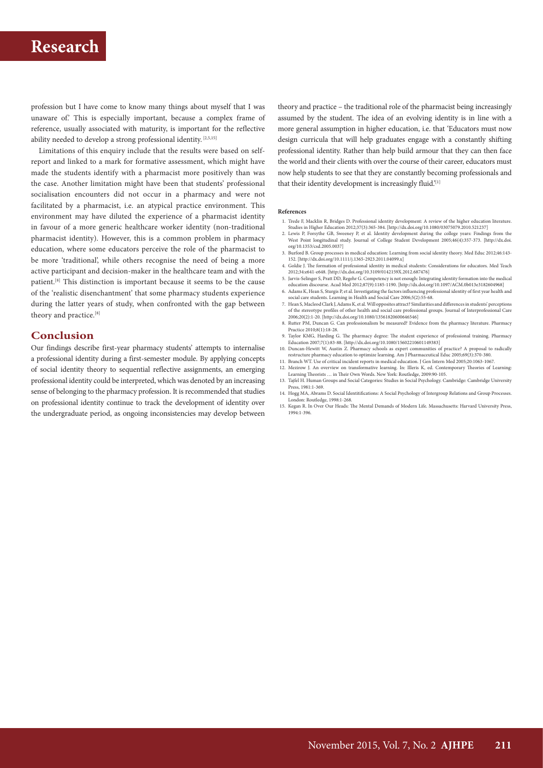profession but I have come to know many things about myself that I was unaware of.' This is especially important, because a complex frame of reference, usually associated with maturity, is important for the reflective ability needed to develop a strong professional identity.[2,5,15]

Limitations of this enquiry include that the results were based on self-report and linked to a mark for formative assessment, which might have made the students identify with a pharmacist more positively than was the case. Another limitation might have been that students' professional socialisation encounters did not occur in a pharmacy and were not facilitated by a pharmacist, i.e. an atypical practice environment. This environment may have diluted the experience of a pharmacist identity in favour of a more generic healthcare worker identity (non-traditional pharmacist identity). However, this is a common problem in pharmacy education, where some educators perceive the role of the pharmacist to be more 'traditional', while others recognise the need of being a more active participant and decision-maker in the healthcare team and with the patient.[8] This distinction is important because it seems to be the cause of the 'realistic disenchantment' that some pharmacy students experience during the latter years of study, when confronted with the gap between theory and practice.[8]

## Conclusion

Our findings describe first-year pharmacy students' attempts to internalise a professional identity during a first-semester module. By applying concepts of social identity theory to sequential reflective assignments, an emerging professional identity could be interpreted, which was denoted by an increasing sense of belonging to the pharmacy profession. It is recommended that studies on professional identity continue to track the development of identity over the undergraduate period, as ongoing inconsistencies may develop between theory and practice – the traditional role of the pharmacist being increasingly assumed by the student. The idea of an evolving identity is in line with a more general assumption in higher education, i.e. that 'Educators must now design curricula that will help graduates engage with a constantly shifting professional identity. Rather than help build armour that they can then face the world and their clients with over the course of their career, educators must now help students to see that they are constantly becoming professionals and that their identity development is increasingly fluid.'[1]

#### References

1. Trede F, Macklin R, Bridges D. Professional identity development: A review of the higher education literature. Studies in Higher Education 2012;37(3):365-384. [http://dx.doi.org/10.1080/03075079.2010.521237]
2. Lewis P, Forsythe GB, Sweeney P, et al. Identity development during the college years: Findings from the West Point longitudinal study. Journal of College Student Development 2005;46(4):357-373. [http://dx.doi.org/10.1353/csd.2005.0037]
3. Burford B. Group processes in medical education: Learning from social identity theory. Med Educ 2012;46:143-152. [http://dx.doi.org/10.1111/j.1365-2923.2011.04099.x]
4. Goldie J. The formation of professional identity in medical students: Considerations for educators. Med Teach 2012;34:e641-e648. [http://dx.doi.org/10.3109/0142159X.2012.687476]
5. Jarvis-Selinger S, Pratt DD, Regehr G. Competency is not enough: Integrating identity formation into the medical education discourse. Acad Med 2012;87(9):1185-1190. [http://dx.doi.org/10.1097/ACM.0b013e3182604968]
6. Adams K, Hean S, Sturgis P, et al. Investigating the factors influencing professional identity of first year health and social care students. Learning in Health and Social Care 2006;5(2):55-68.
7. Hean S, Macleod Clark J, Adams K, et al. Will opposites attract? Similarities and differences in students' perceptions of the stereotype profiles of other health and social care professional groups. Journal of Interprofessional Care 2006;20(2):1-20. [http://dx.doi.org/10.1080/13561820600646546]
8. Rutter PM, Duncan G. Can professionalism be measured? Evidence from the pharmacy literature. Pharmacy Practice 2010;8(1):18-28.
9. Taylor KMG, Harding G. The pharmacy degree: The student experience of professional training. Pharmacy Education 2007;7(1):83-88. [http://dx.doi.org/10.1080/15602210601149383]
10. Duncan-Hewitt W, Austin Z. Pharmacy schools as expert communities of practice? A proposal to radically restructure pharmacy education to optimize learning. Am J Pharmaceutical Educ 2005;69(3):370-380.
11. Branch WT. Use of critical incident reports in medical education. J Gen Intern Med 2005;20:1063-1067.
12. Mezirow J. An overview on transformative learning. In: Illeris K, ed. Contemporary Theories of Learning: Learning Theorists … in Their Own Words. New York: Routledge, 2009:90-105.
13. Tajfel H. Human Groups and Social Categories: Studies in Social Psychology. Cambridge: Cambridge University Press, 1981:1-369.
14. Hogg MA, Abrams D. Social Identitifications: A Social Psychology of Intergroup Relations and Group Processes. London: Routledge, 1998:1-268.
15. Kegan R. In Over Our Heads: The Mental Demands of Modern Life. Massachusetts: Harvard University Press, 1994:1-396.